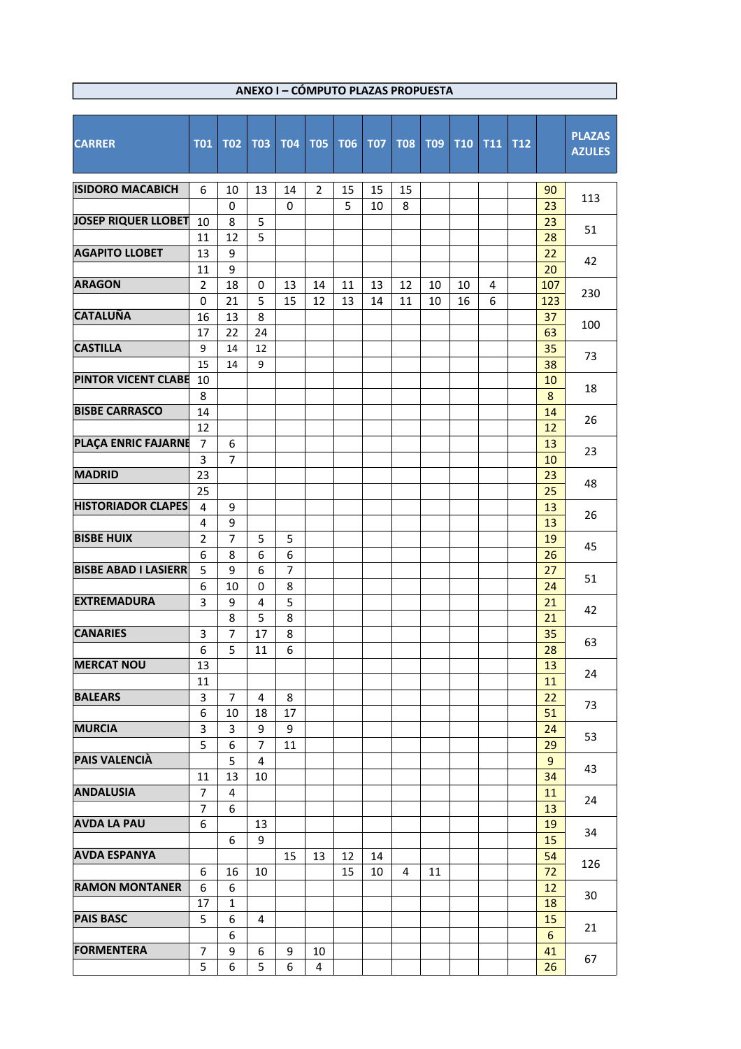# ANEXO I – CÓMPUTO PLAZAS PROPUESTA

| CARRER | T01 | T02 | T03 | T04 | T05 | T06 | T07 | T08 | T09 | T10 | T11 | T12 | | PLAZAS AZULES |
|---|---|---|---|---|---|---|---|---|---|---|---|---|---|---|
| ISIDORO MACABICH | 6 | 10 | 13 | 14 | 2 | 15 | 15 | 15 | | | | | 90 | 113 |
| | | 0 | | 0 | | 5 | 10 | 8 | | | | | 23 | |
| JOSEP RIQUER LLOBET | 10 | 8 | 5 | | | | | | | | | | 23 | 51 |
| | 11 | 12 | 5 | | | | | | | | | | 28 | |
| AGAPITO LLOBET | 13 | 9 | | | | | | | | | | | 22 | 42 |
| | 11 | 9 | | | | | | | | | | | 20 | |
| ARAGON | 2 | 18 | 0 | 13 | 14 | 11 | 13 | 12 | 10 | 10 | 4 | | 107 | 230 |
| | 0 | 21 | 5 | 15 | 12 | 13 | 14 | 11 | 10 | 16 | 6 | | 123 | |
| CATALUÑA | 16 | 13 | 8 | | | | | | | | | | 37 | 100 |
| | 17 | 22 | 24 | | | | | | | | | | 63 | |
| CASTILLA | 9 | 14 | 12 | | | | | | | | | | 35 | 73 |
| | 15 | 14 | 9 | | | | | | | | | | 38 | |
| PINTOR VICENT CLABE | 10 | | | | | | | | | | | | 10 | 18 |
| | 8 | | | | | | | | | | | | 8 | |
| BISBE CARRASCO | 14 | | | | | | | | | | | | 14 | 26 |
| | 12 | | | | | | | | | | | | 12 | |
| PLAÇA ENRIC FAJARNE | 7 | 6 | | | | | | | | | | | 13 | 23 |
| | 3 | 7 | | | | | | | | | | | 10 | |
| MADRID | 23 | | | | | | | | | | | | 23 | 48 |
| | 25 | | | | | | | | | | | | 25 | |
| HISTORIADOR CLAPES | 4 | 9 | | | | | | | | | | | 13 | 26 |
| | 4 | 9 | | | | | | | | | | | 13 | |
| BISBE HUIX | 2 | 7 | 5 | 5 | | | | | | | | | 19 | 45 |
| | 6 | 8 | 6 | 6 | | | | | | | | | 26 | |
| BISBE ABAD I LASIERR | 5 | 9 | 6 | 7 | | | | | | | | | 27 | 51 |
| | 6 | 10 | 0 | 8 | | | | | | | | | 24 | |
| EXTREMADURA | 3 | 9 | 4 | 5 | | | | | | | | | 21 | 42 |
| | | 8 | 5 | 8 | | | | | | | | | 21 | |
| CANARIES | 3 | 7 | 17 | 8 | | | | | | | | | 35 | 63 |
| | 6 | 5 | 11 | 6 | | | | | | | | | 28 | |
| MERCAT NOU | 13 | | | | | | | | | | | | 13 | 24 |
| | 11 | | | | | | | | | | | | 11 | |
| BALEARS | 3 | 7 | 4 | 8 | | | | | | | | | 22 | 73 |
| | 6 | 10 | 18 | 17 | | | | | | | | | 51 | |
| MURCIA | 3 | 3 | 9 | 9 | | | | | | | | | 24 | 53 |
| | 5 | 6 | 7 | 11 | | | | | | | | | 29 | |
| PAIS VALENCIÀ | | 5 | 4 | | | | | | | | | | 9 | 43 |
| | 11 | 13 | 10 | | | | | | | | | | 34 | |
| ANDALUSIA | 7 | 4 | | | | | | | | | | | 11 | 24 |
| | 7 | 6 | | | | | | | | | | | 13 | |
| AVDA LA PAU | 6 | | 13 | | | | | | | | | | 19 | 34 |
| | | 6 | 9 | | | | | | | | | | 15 | |
| AVDA ESPANYA | | | | 15 | 13 | 12 | 14 | | | | | | 54 | 126 |
| | 6 | 16 | 10 | | | 15 | 10 | 4 | 11 | | | | 72 | |
| RAMON MONTANER | 6 | 6 | | | | | | | | | | | 12 | 30 |
| | 17 | 1 | | | | | | | | | | | 18 | |
| PAIS BASC | 5 | 6 | 4 | | | | | | | | | | 15 | 21 |
| | | 6 | | | | | | | | | | | 6 | |
| FORMENTERA | 7 | 9 | 6 | 9 | 10 | | | | | | | | 41 | 67 |
| | 5 | 6 | 5 | 6 | 4 | | | | | | | | 26 | |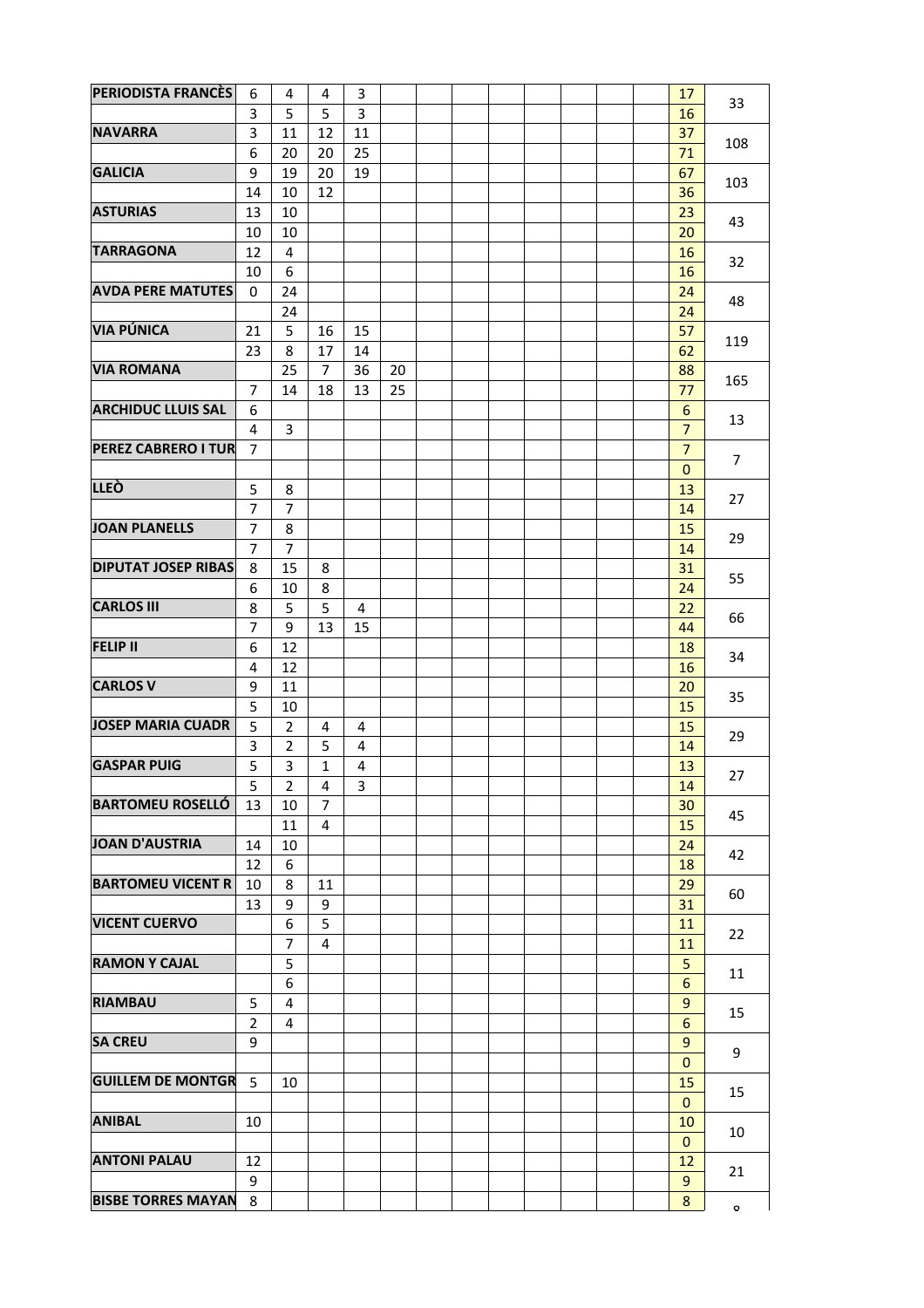| | | | | | | | | | | | | | | |
|---|---|---|---|---|---|---|---|---|---|---|---|---|---|---|
| **PERIODISTA FRANCÈS** | 6 | 4 | 4 | 3 | | | | | | | | | 17 | 33 |
| | 3 | 5 | 5 | 3 | | | | | | | | | 16 | |
| **NAVARRA** | 3 | 11 | 12 | 11 | | | | | | | | | 37 | 108 |
| | 6 | 20 | 20 | 25 | | | | | | | | | 71 | |
| **GALICIA** | 9 | 19 | 20 | 19 | | | | | | | | | 67 | 103 |
| | 14 | 10 | 12 | | | | | | | | | | 36 | |
| **ASTURIAS** | 13 | 10 | | | | | | | | | | | 23 | 43 |
| | 10 | 10 | | | | | | | | | | | 20 | |
| **TARRAGONA** | 12 | 4 | | | | | | | | | | | 16 | 32 |
| | 10 | 6 | | | | | | | | | | | 16 | |
| **AVDA PERE MATUTES** | 0 | 24 | | | | | | | | | | | 24 | 48 |
| | | 24 | | | | | | | | | | | 24 | |
| **VIA PÚNICA** | 21 | 5 | 16 | 15 | | | | | | | | | 57 | 119 |
| | 23 | 8 | 17 | 14 | | | | | | | | | 62 | |
| **VIA ROMANA** | | 25 | 7 | 36 | 20 | | | | | | | | 88 | 165 |
| | 7 | 14 | 18 | 13 | 25 | | | | | | | | 77 | |
| **ARCHIDUC LLUIS SAL** | 6 | | | | | | | | | | | | 6 | 13 |
| | 4 | 3 | | | | | | | | | | | 7 | |
| **PEREZ CABRERO I TUR** | 7 | | | | | | | | | | | | 7 | 7 |
| | | | | | | | | | | | | | 0 | |
| **LLEÒ** | 5 | 8 | | | | | | | | | | | 13 | 27 |
| | 7 | 7 | | | | | | | | | | | 14 | |
| **JOAN PLANELLS** | 7 | 8 | | | | | | | | | | | 15 | 29 |
| | 7 | 7 | | | | | | | | | | | 14 | |
| **DIPUTAT JOSEP RIBAS** | 8 | 15 | 8 | | | | | | | | | | 31 | 55 |
| | 6 | 10 | 8 | | | | | | | | | | 24 | |
| **CARLOS III** | 8 | 5 | 5 | 4 | | | | | | | | | 22 | 66 |
| | 7 | 9 | 13 | 15 | | | | | | | | | 44 | |
| **FELIP II** | 6 | 12 | | | | | | | | | | | 18 | 34 |
| | 4 | 12 | | | | | | | | | | | 16 | |
| **CARLOS V** | 9 | 11 | | | | | | | | | | | 20 | 35 |
| | 5 | 10 | | | | | | | | | | | 15 | |
| **JOSEP MARIA CUADR** | 5 | 2 | 4 | 4 | | | | | | | | | 15 | 29 |
| | 3 | 2 | 5 | 4 | | | | | | | | | 14 | |
| **GASPAR PUIG** | 5 | 3 | 1 | 4 | | | | | | | | | 13 | 27 |
| | 5 | 2 | 4 | 3 | | | | | | | | | 14 | |
| **BARTOMEU ROSELLÓ** | 13 | 10 | 7 | | | | | | | | | | 30 | 45 |
| | | 11 | 4 | | | | | | | | | | 15 | |
| **JOAN D'AUSTRIA** | 14 | 10 | | | | | | | | | | | 24 | 42 |
| | 12 | 6 | | | | | | | | | | | 18 | |
| **BARTOMEU VICENT R** | 10 | 8 | 11 | | | | | | | | | | 29 | 60 |
| | 13 | 9 | 9 | | | | | | | | | | 31 | |
| **VICENT CUERVO** | | 6 | 5 | | | | | | | | | | 11 | 22 |
| | | 7 | 4 | | | | | | | | | | 11 | |
| **RAMON Y CAJAL** | | 5 | | | | | | | | | | | 5 | 11 |
| | | 6 | | | | | | | | | | | 6 | |
| **RIAMBAU** | 5 | 4 | | | | | | | | | | | 9 | 15 |
| | 2 | 4 | | | | | | | | | | | 6 | |
| **SA CREU** | 9 | | | | | | | | | | | | 9 | 9 |
| | | | | | | | | | | | | | 0 | |
| **GUILLEM DE MONTGR** | 5 | 10 | | | | | | | | | | | 15 | 15 |
| | | | | | | | | | | | | | 0 | |
| **ANIBAL** | 10 | | | | | | | | | | | | 10 | 10 |
| | | | | | | | | | | | | | 0 | |
| **ANTONI PALAU** | 12 | | | | | | | | | | | | 12 | 21 |
| | 9 | | | | | | | | | | | | 9 | |
| **BISBE TORRES MAYAN** | 8 | | | | | | | | | | | | 8 | 8 |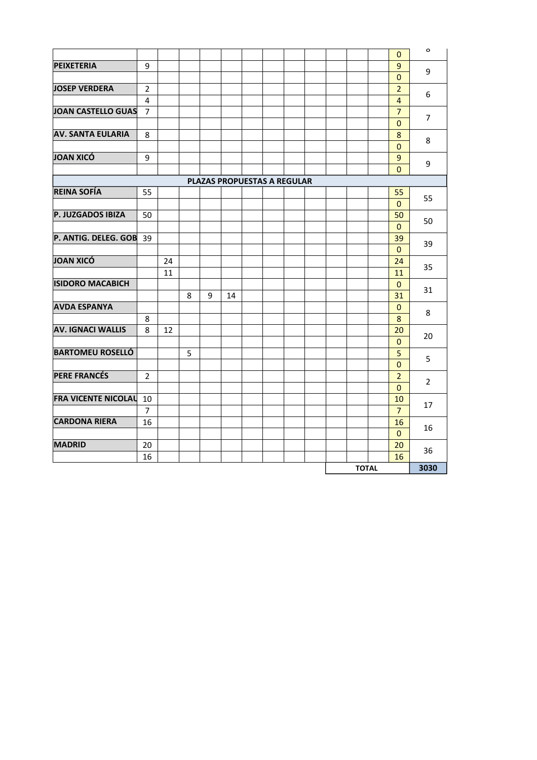| | | | | | | | | | | | | | | |
|---|---|---|---|---|---|---|---|---|---|---|---|---|---|---|
| | | | | | | | | | | | | | 0 | 8 |
| **PEIXETERIA** | 9 | | | | | | | | | | | | 9 | 9 |
| | | | | | | | | | | | | | 0 | |
| **JOSEP VERDERA** | 2 | | | | | | | | | | | | 2 | 6 |
| | 4 | | | | | | | | | | | | 4 | |
| **JOAN CASTELLO GUAS** | 7 | | | | | | | | | | | | 7 | 7 |
| | | | | | | | | | | | | | 0 | |
| **AV. SANTA EULARIA** | 8 | | | | | | | | | | | | 8 | 8 |
| | | | | | | | | | | | | | 0 | |
| **JOAN XICÓ** | 9 | | | | | | | | | | | | 9 | 9 |
| | | | | | | | | | | | | | 0 | |
| **PLAZAS PROPUESTAS A REGULAR** | | | | | | | | | | | | | | |
| **REINA SOFÍA** | 55 | | | | | | | | | | | | 55 | 55 |
| | | | | | | | | | | | | | 0 | |
| **P. JUZGADOS IBIZA** | 50 | | | | | | | | | | | | 50 | 50 |
| | | | | | | | | | | | | | 0 | |
| **P. ANTIG. DELEG. GOB** | 39 | | | | | | | | | | | | 39 | 39 |
| | | | | | | | | | | | | | 0 | |
| **JOAN XICÓ** | | 24 | | | | | | | | | | | 24 | 35 |
| | | 11 | | | | | | | | | | | 11 | |
| **ISIDORO MACABICH** | | | | | | | | | | | | | 0 | 31 |
| | | | 8 | 9 | 14 | | | | | | | | 31 | |
| **AVDA ESPANYA** | | | | | | | | | | | | | 0 | 8 |
| | 8 | | | | | | | | | | | | 8 | |
| **AV. IGNACI WALLIS** | 8 | 12 | | | | | | | | | | | 20 | 20 |
| | | | | | | | | | | | | | 0 | |
| **BARTOMEU ROSELLÓ** | | | 5 | | | | | | | | | | 5 | 5 |
| | | | | | | | | | | | | | 0 | |
| **PERE FRANCÉS** | 2 | | | | | | | | | | | | 2 | 2 |
| | | | | | | | | | | | | | 0 | |
| **FRA VICENTE NICOLAU** | 10 | | | | | | | | | | | | 10 | 17 |
| | 7 | | | | | | | | | | | | 7 | |
| **CARDONA RIERA** | 16 | | | | | | | | | | | | 16 | 16 |
| | | | | | | | | | | | | | 0 | |
| **MADRID** | 20 | | | | | | | | | | | | 20 | 36 |
| | 16 | | | | | | | | | | | | 16 | |
| | | | | | | | | | | | **TOTAL** | | | **3030** |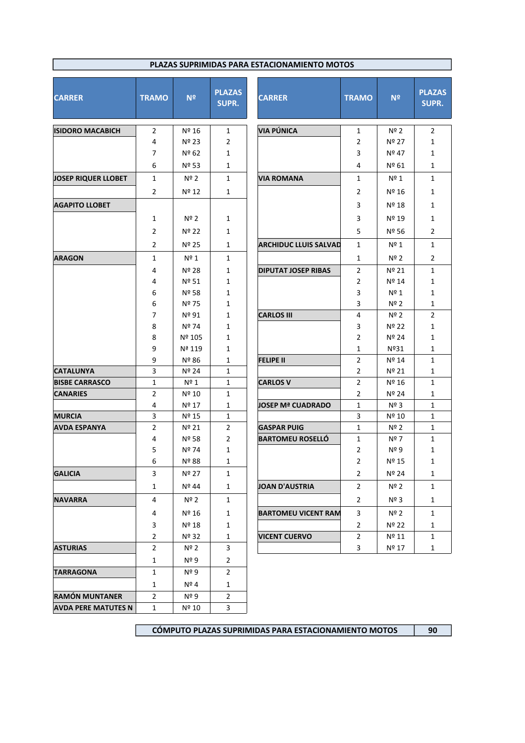# PLAZAS SUPRIMIDAS PARA ESTACIONAMIENTO MOTOS

| CARRER | TRAMO | Nº | PLAZAS SUPR. |
|---|---|---|---|
| ISIDORO MACABICH | 2 | Nº 16 | 1 |
| | 4 | Nº 23 | 2 |
| | 7 | Nº 62 | 1 |
| | 6 | Nº 53 | 1 |
| JOSEP RIQUER LLOBET | 1 | Nº 2 | 1 |
| | 2 | Nº 12 | 1 |
| AGAPITO LLOBET | | | |
| | 1 | Nº 2 | 1 |
| | 2 | Nº 22 | 1 |
| | 2 | Nº 25 | 1 |
| ARAGON | 1 | Nº 1 | 1 |
| | 4 | Nº 28 | 1 |
| | 4 | Nº 51 | 1 |
| | 6 | Nº 58 | 1 |
| | 6 | Nº 75 | 1 |
| | 7 | Nº 91 | 1 |
| | 8 | Nº 74 | 1 |
| | 8 | Nº 105 | 1 |
| | 9 | Nª 119 | 1 |
| | 9 | Nº 86 | 1 |
| CATALUNYA | 3 | Nº 24 | 1 |
| BISBE CARRASCO | 1 | Nº 1 | 1 |
| CANARIES | 2 | Nº 10 | 1 |
| | 4 | Nº 17 | 1 |
| MURCIA | 3 | Nº 15 | 1 |
| AVDA ESPANYA | 2 | Nº 21 | 2 |
| | 4 | Nº 58 | 2 |
| | 5 | Nº 74 | 1 |
| | 6 | Nº 88 | 1 |
| GALICIA | 3 | Nº 27 | 1 |
| | 1 | Nº 44 | 1 |
| NAVARRA | 4 | Nº 2 | 1 |
| | 4 | Nº 16 | 1 |
| | 3 | Nº 18 | 1 |
| | 2 | Nº 32 | 1 |
| ASTURIAS | 2 | Nº 2 | 3 |
| | 1 | Nº 9 | 2 |
| TARRAGONA | 1 | Nº 9 | 2 |
| | 1 | Nº 4 | 1 |
| RAMÓN MUNTANER | 2 | Nº 9 | 2 |
| AVDA PERE MATUTES N | 1 | Nº 10 | 3 |

| CARRER | TRAMO | Nº | PLAZAS SUPR. |
|---|---|---|---|
| VIA PÚNICA | 1 | Nº 2 | 2 |
| | 2 | Nº 27 | 1 |
| | 3 | Nº 47 | 1 |
| | 4 | Nº 61 | 1 |
| VIA ROMANA | 1 | Nº 1 | 1 |
| | 2 | Nº 16 | 1 |
| | 3 | Nº 18 | 1 |
| | 3 | Nº 19 | 1 |
| | 5 | Nº 56 | 2 |
| ARCHIDUC LLUIS SALVAD | 1 | Nº 1 | 1 |
| | 1 | Nº 2 | 2 |
| DIPUTAT JOSEP RIBAS | 2 | Nº 21 | 1 |
| | 2 | Nº 14 | 1 |
| | 3 | Nº 1 | 1 |
| | 3 | Nº 2 | 1 |
| CARLOS III | 4 | Nº 2 | 2 |
| | 3 | Nº 22 | 1 |
| | 2 | Nº 24 | 1 |
| | 1 | Nº31 | 1 |
| FELIPE II | 2 | Nº 14 | 1 |
| | 2 | Nº 21 | 1 |
| CARLOS V | 2 | Nº 16 | 1 |
| | 2 | Nº 24 | 1 |
| JOSEP Mª CUADRADO | 1 | Nº 3 | 1 |
| | 3 | Nº 10 | 1 |
| GASPAR PUIG | 1 | Nº 2 | 1 |
| BARTOMEU ROSELLÓ | 1 | Nº 7 | 1 |
| | 2 | Nº 9 | 1 |
| | 2 | Nº 15 | 1 |
| | 2 | Nº 24 | 1 |
| JOAN D'AUSTRIA | 2 | Nº 2 | 1 |
| | 2 | Nº 3 | 1 |
| BARTOMEU VICENT RAM | 3 | Nº 2 | 1 |
| | 2 | Nº 22 | 1 |
| VICENT CUERVO | 2 | Nº 11 | 1 |
| | 3 | Nº 17 | 1 |

| CÓMPUTO PLAZAS SUPRIMIDAS PARA ESTACIONAMIENTO MOTOS | 90 |
|---|---|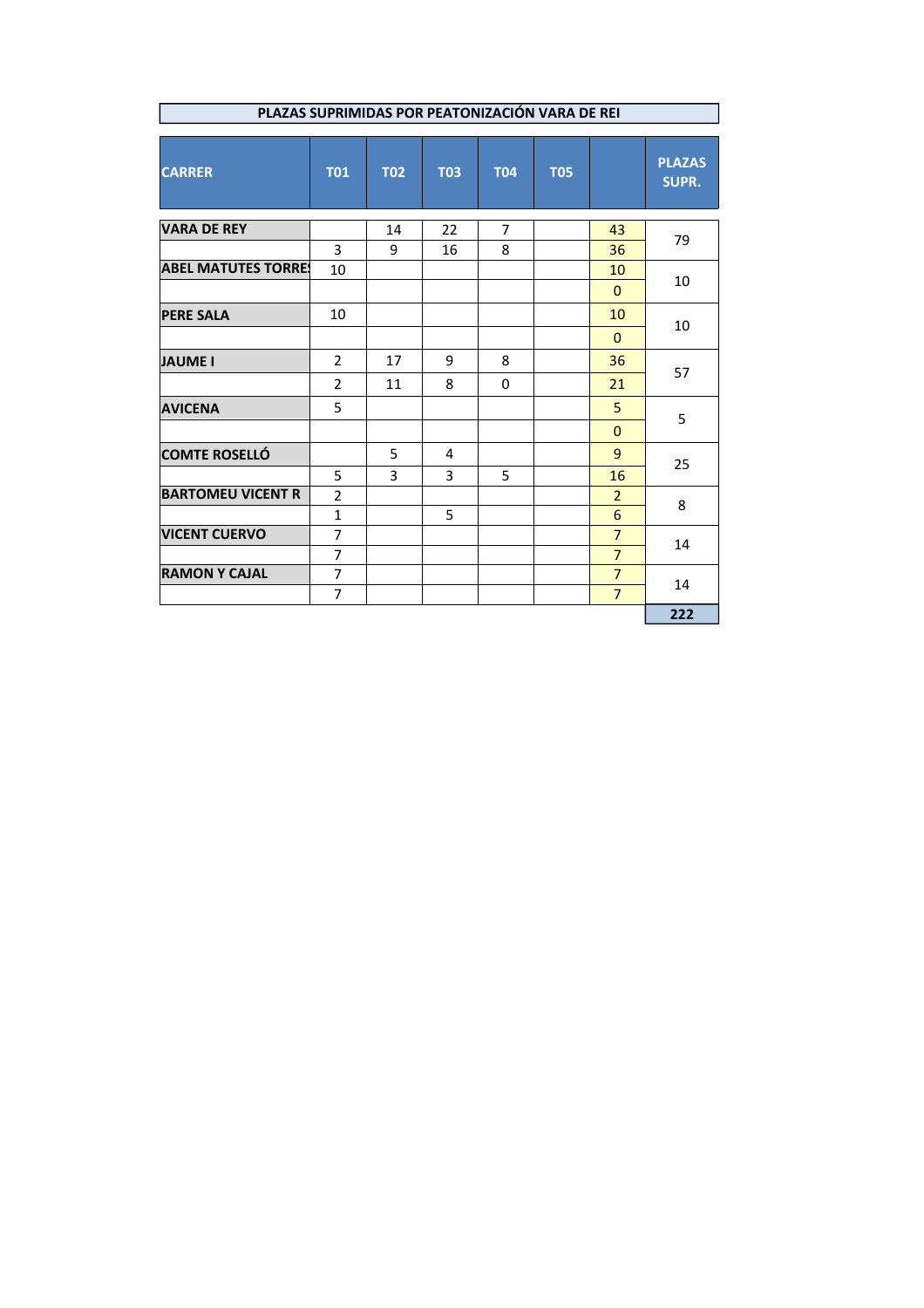**PLAZAS SUPRIMIDAS POR PEATONIZACIÓN VARA DE REI**

| CARRER | T01 | T02 | T03 | T04 | T05 | | PLAZAS SUPR. |
|---|---|---|---|---|---|---|---|
| VARA DE REY | | 14 | 22 | 7 | | 43 | 79 |
| | 3 | 9 | 16 | 8 | | 36 | |
| ABEL MATUTES TORRES | 10 | | | | | 10 | 10 |
| | | | | | | 0 | |
| PERE SALA | 10 | | | | | 10 | 10 |
| | | | | | | 0 | |
| JAUME I | 2 | 17 | 9 | 8 | | 36 | 57 |
| | 2 | 11 | 8 | 0 | | 21 | |
| AVICENA | 5 | | | | | 5 | 5 |
| | | | | | | 0 | |
| COMTE ROSELLÓ | | 5 | 4 | | | 9 | 25 |
| | 5 | 3 | 3 | 5 | | 16 | |
| BARTOMEU VICENT R | 2 | | | | | 2 | 8 |
| | 1 | | 5 | | | 6 | |
| VICENT CUERVO | 7 | | | | | 7 | 14 |
| | 7 | | | | | 7 | |
| RAMON Y CAJAL | 7 | | | | | 7 | 14 |
| | 7 | | | | | 7 | |
| | | | | | | | **222** |